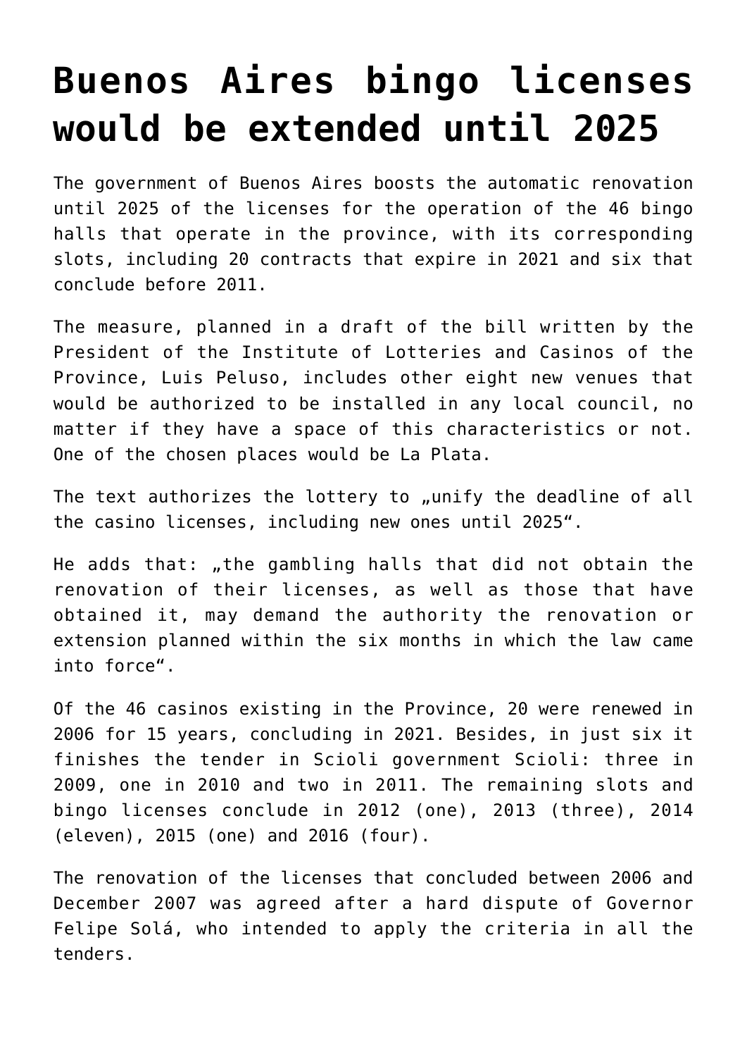# Buenos Aires bingo licenses would be extended until 2025

The government of Buenos Aires boosts the automatic renovation until 2025 of the licenses for the operation of the 46 bingo halls that operate in the province, with its corresponding slots, including 20 contracts that expire in 2021 and six that conclude before 2011.

The measure, planned in a draft of the bill written by the President of the Institute of Lotteries and Casinos of the Province, Luis Peluso, includes other eight new venues that would be authorized to be installed in any local council, no matter if they have a space of this characteristics or not. One of the chosen places would be La Plata.

The text authorizes the lottery to „unify the deadline of all the casino licenses, including new ones until 2025".

He adds that: „the gambling halls that did not obtain the renovation of their licenses, as well as those that have obtained it, may demand the authority the renovation or extension planned within the six months in which the law came into force".

Of the 46 casinos existing in the Province, 20 were renewed in 2006 for 15 years, concluding in 2021. Besides, in just six it finishes the tender in Scioli government Scioli: three in 2009, one in 2010 and two in 2011. The remaining slots and bingo licenses conclude in 2012 (one), 2013 (three), 2014 (eleven), 2015 (one) and 2016 (four).

The renovation of the licenses that concluded between 2006 and December 2007 was agreed after a hard dispute of Governor Felipe Solá, who intended to apply the criteria in all the tenders.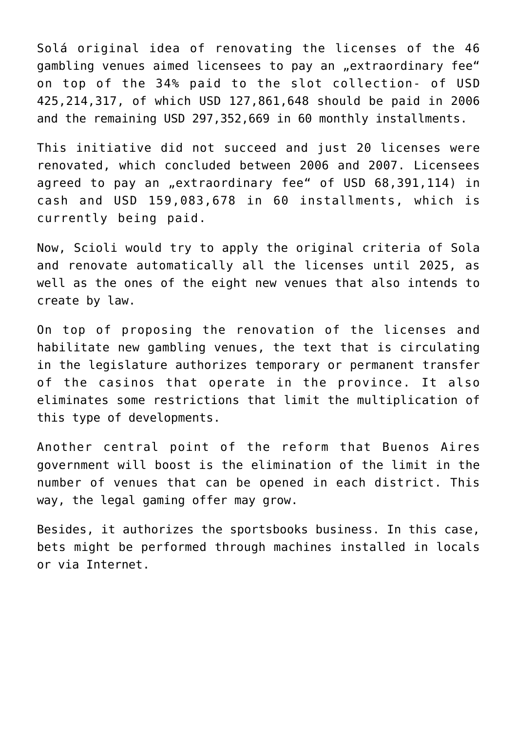Solá original idea of renovating the licenses of the 46 gambling venues aimed licensees to pay an „extraordinary fee“ on top of the 34% paid to the slot collection- of USD 425,214,317, of which USD 127,861,648 should be paid in 2006 and the remaining USD 297,352,669 in 60 monthly installments.

This initiative did not succeed and just 20 licenses were renovated, which concluded between 2006 and 2007. Licensees agreed to pay an „extraordinary fee“ of USD 68,391,114) in cash and USD 159,083,678 in 60 installments, which is currently being paid.

Now, Scioli would try to apply the original criteria of Sola and renovate automatically all the licenses until 2025, as well as the ones of the eight new venues that also intends to create by law.

On top of proposing the renovation of the licenses and habilitate new gambling venues, the text that is circulating in the legislature authorizes temporary or permanent transfer of the casinos that operate in the province. It also eliminates some restrictions that limit the multiplication of this type of developments.

Another central point of the reform that Buenos Aires government will boost is the elimination of the limit in the number of venues that can be opened in each district. This way, the legal gaming offer may grow.

Besides, it authorizes the sportsbooks business. In this case, bets might be performed through machines installed in locals or via Internet.